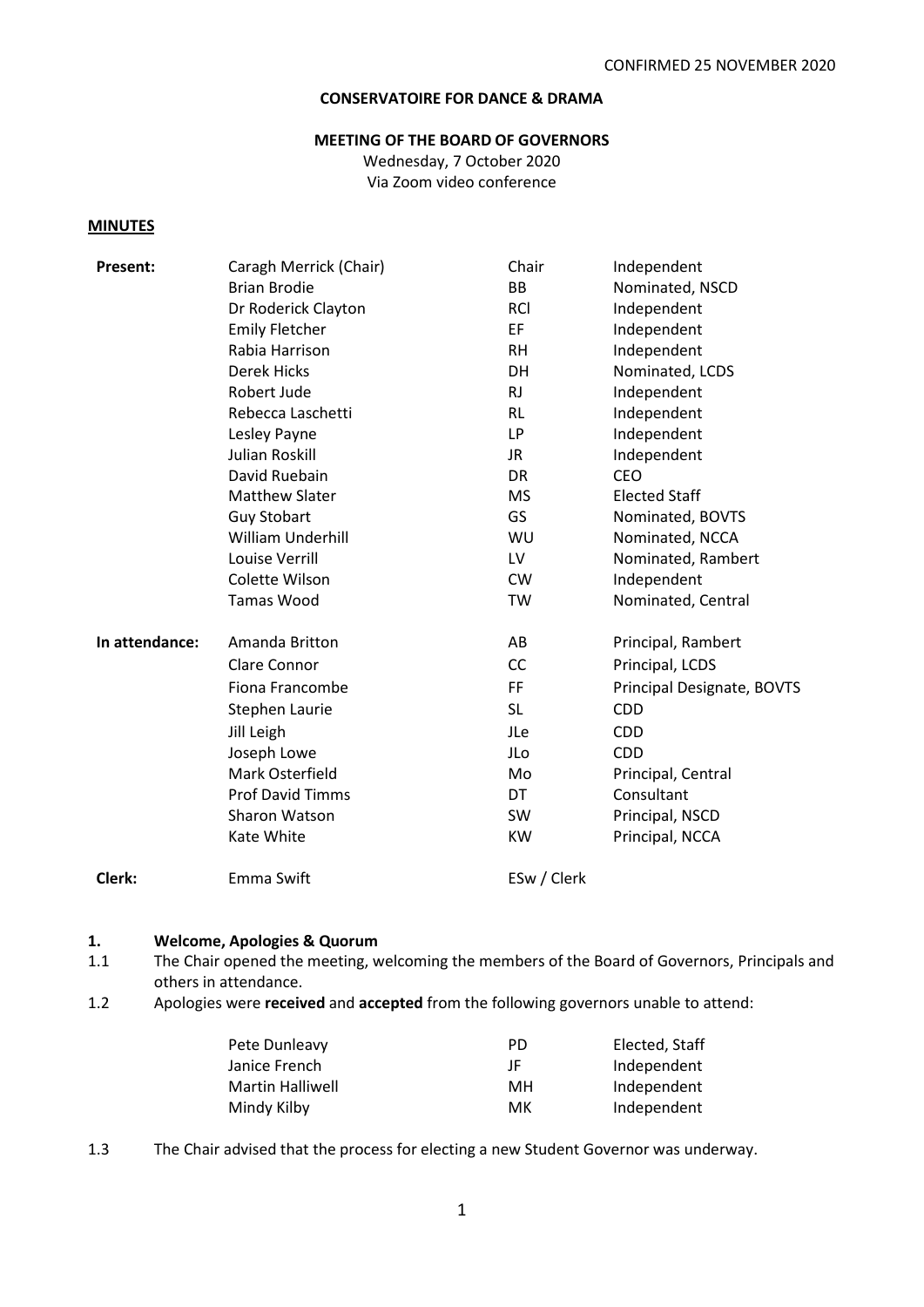CONFIRMED 25 NOVEMBER 2020

**CONSERVATOIRE FOR DANCE & DRAMA**

**MEETING OF THE BOARD OF GOVERNORS**

Wednesday, 7 October 2020

Via Zoom video conference

**MINUTES**

| | | | |
|---|---|---|---|
| **Present:** | Caragh Merrick (Chair) | Chair | Independent |
| | Brian Brodie | BB | Nominated, NSCD |
| | Dr Roderick Clayton | RCl | Independent |
| | Emily Fletcher | EF | Independent |
| | Rabia Harrison | RH | Independent |
| | Derek Hicks | DH | Nominated, LCDS |
| | Robert Jude | RJ | Independent |
| | Rebecca Laschetti | RL | Independent |
| | Lesley Payne | LP | Independent |
| | Julian Roskill | JR | Independent |
| | David Ruebain | DR | CEO |
| | Matthew Slater | MS | Elected Staff |
| | Guy Stobart | GS | Nominated, BOVTS |
| | William Underhill | WU | Nominated, NCCA |
| | Louise Verrill | LV | Nominated, Rambert |
| | Colette Wilson | CW | Independent |
| | Tamas Wood | TW | Nominated, Central |
| **In attendance:** | Amanda Britton | AB | Principal, Rambert |
| | Clare Connor | CC | Principal, LCDS |
| | Fiona Francombe | FF | Principal Designate, BOVTS |
| | Stephen Laurie | SL | CDD |
| | Jill Leigh | JLe | CDD |
| | Joseph Lowe | JLo | CDD |
| | Mark Osterfield | Mo | Principal, Central |
| | Prof David Timms | DT | Consultant |
| | Sharon Watson | SW | Principal, NSCD |
| | Kate White | KW | Principal, NCCA |
| **Clerk:** | Emma Swift | ESw / Clerk | |

## 1. Welcome, Apologies & Quorum

1.1 The Chair opened the meeting, welcoming the members of the Board of Governors, Principals and others in attendance.

1.2 Apologies were **received** and **accepted** from the following governors unable to attend:

| | | |
|---|---|---|
| Pete Dunleavy | PD | Elected, Staff |
| Janice French | JF | Independent |
| Martin Halliwell | MH | Independent |
| Mindy Kilby | MK | Independent |

1.3 The Chair advised that the process for electing a new Student Governor was underway.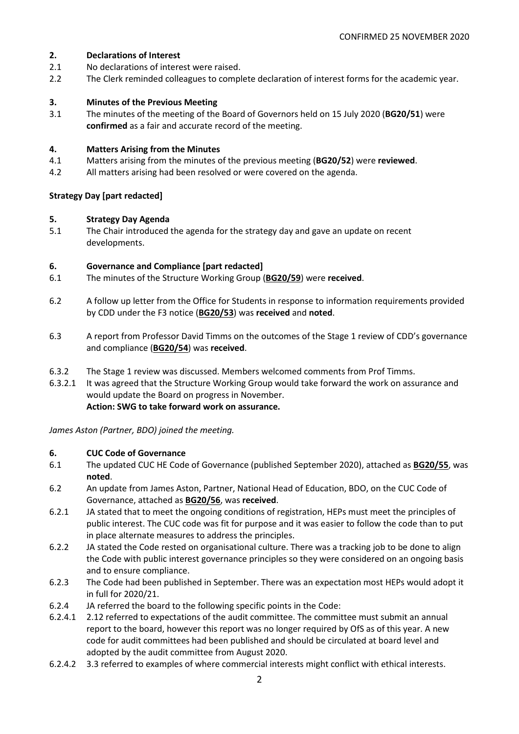CONFIRMED 25 NOVEMBER 2020

**2. Declarations of Interest**

2.1 No declarations of interest were raised.

2.2 The Clerk reminded colleagues to complete declaration of interest forms for the academic year.

**3. Minutes of the Previous Meeting**

3.1 The minutes of the meeting of the Board of Governors held on 15 July 2020 (**BG20/51**) were **confirmed** as a fair and accurate record of the meeting.

**4. Matters Arising from the Minutes**

4.1 Matters arising from the minutes of the previous meeting (**BG20/52**) were **reviewed**.

4.2 All matters arising had been resolved or were covered on the agenda.

**Strategy Day [part redacted]**

**5. Strategy Day Agenda**

5.1 The Chair introduced the agenda for the strategy day and gave an update on recent developments.

**6. Governance and Compliance [part redacted]**

6.1 The minutes of the Structure Working Group (**BG20/59**) were **received**.

6.2 A follow up letter from the Office for Students in response to information requirements provided by CDD under the F3 notice (**BG20/53**) was **received** and **noted**.

6.3 A report from Professor David Timms on the outcomes of the Stage 1 review of CDD's governance and compliance (**BG20/54**) was **received**.

6.3.2 The Stage 1 review was discussed. Members welcomed comments from Prof Timms.

6.3.2.1 It was agreed that the Structure Working Group would take forward the work on assurance and would update the Board on progress in November.
**Action: SWG to take forward work on assurance.**

*James Aston (Partner, BDO) joined the meeting.*

**6. CUC Code of Governance**

6.1 The updated CUC HE Code of Governance (published September 2020), attached as **BG20/55**, was **noted**.

6.2 An update from James Aston, Partner, National Head of Education, BDO, on the CUC Code of Governance, attached as **BG20/56**, was **received**.

6.2.1 JA stated that to meet the ongoing conditions of registration, HEPs must meet the principles of public interest. The CUC code was fit for purpose and it was easier to follow the code than to put in place alternate measures to address the principles.

6.2.2 JA stated the Code rested on organisational culture. There was a tracking job to be done to align the Code with public interest governance principles so they were considered on an ongoing basis and to ensure compliance.

6.2.3 The Code had been published in September. There was an expectation most HEPs would adopt it in full for 2020/21.

6.2.4 JA referred the board to the following specific points in the Code:

6.2.4.1 2.12 referred to expectations of the audit committee. The committee must submit an annual report to the board, however this report was no longer required by OfS as of this year. A new code for audit committees had been published and should be circulated at board level and adopted by the audit committee from August 2020.

6.2.4.2 3.3 referred to examples of where commercial interests might conflict with ethical interests.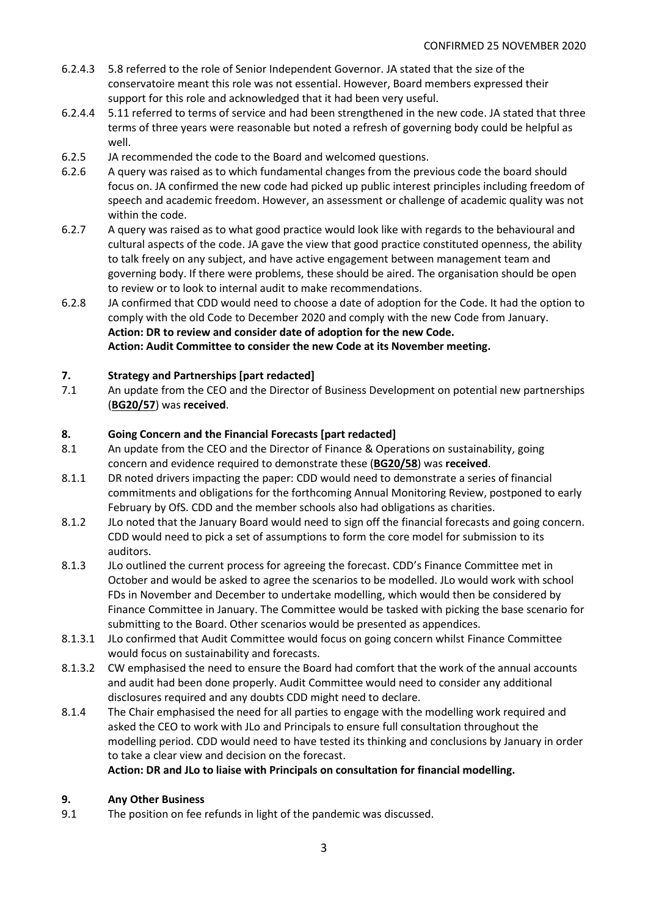CONFIRMED 25 NOVEMBER 2020

6.2.4.3 5.8 referred to the role of Senior Independent Governor. JA stated that the size of the conservatoire meant this role was not essential. However, Board members expressed their support for this role and acknowledged that it had been very useful.

6.2.4.4 5.11 referred to terms of service and had been strengthened in the new code. JA stated that three terms of three years were reasonable but noted a refresh of governing body could be helpful as well.

6.2.5 JA recommended the code to the Board and welcomed questions.

6.2.6 A query was raised as to which fundamental changes from the previous code the board should focus on. JA confirmed the new code had picked up public interest principles including freedom of speech and academic freedom. However, an assessment or challenge of academic quality was not within the code.

6.2.7 A query was raised as to what good practice would look like with regards to the behavioural and cultural aspects of the code. JA gave the view that good practice constituted openness, the ability to talk freely on any subject, and have active engagement between management team and governing body. If there were problems, these should be aired. The organisation should be open to review or to look to internal audit to make recommendations.

6.2.8 JA confirmed that CDD would need to choose a date of adoption for the Code. It had the option to comply with the old Code to December 2020 and comply with the new Code from January.
**Action: DR to review and consider date of adoption for the new Code.**
**Action: Audit Committee to consider the new Code at its November meeting.**

## 7. Strategy and Partnerships [part redacted]

7.1 An update from the CEO and the Director of Business Development on potential new partnerships (**BG20/57**) was **received**.

## 8. Going Concern and the Financial Forecasts [part redacted]

8.1 An update from the CEO and the Director of Finance & Operations on sustainability, going concern and evidence required to demonstrate these (**BG20/58**) was **received**.

8.1.1 DR noted drivers impacting the paper: CDD would need to demonstrate a series of financial commitments and obligations for the forthcoming Annual Monitoring Review, postponed to early February by OfS. CDD and the member schools also had obligations as charities.

8.1.2 JLo noted that the January Board would need to sign off the financial forecasts and going concern. CDD would need to pick a set of assumptions to form the core model for submission to its auditors.

8.1.3 JLo outlined the current process for agreeing the forecast. CDD's Finance Committee met in October and would be asked to agree the scenarios to be modelled. JLo would work with school FDs in November and December to undertake modelling, which would then be considered by Finance Committee in January. The Committee would be tasked with picking the base scenario for submitting to the Board. Other scenarios would be presented as appendices.

8.1.3.1 JLo confirmed that Audit Committee would focus on going concern whilst Finance Committee would focus on sustainability and forecasts.

8.1.3.2 CW emphasised the need to ensure the Board had comfort that the work of the annual accounts and audit had been done properly. Audit Committee would need to consider any additional disclosures required and any doubts CDD might need to declare.

8.1.4 The Chair emphasised the need for all parties to engage with the modelling work required and asked the CEO to work with JLo and Principals to ensure full consultation throughout the modelling period. CDD would need to have tested its thinking and conclusions by January in order to take a clear view and decision on the forecast.
**Action: DR and JLo to liaise with Principals on consultation for financial modelling.**

## 9. Any Other Business

9.1 The position on fee refunds in light of the pandemic was discussed.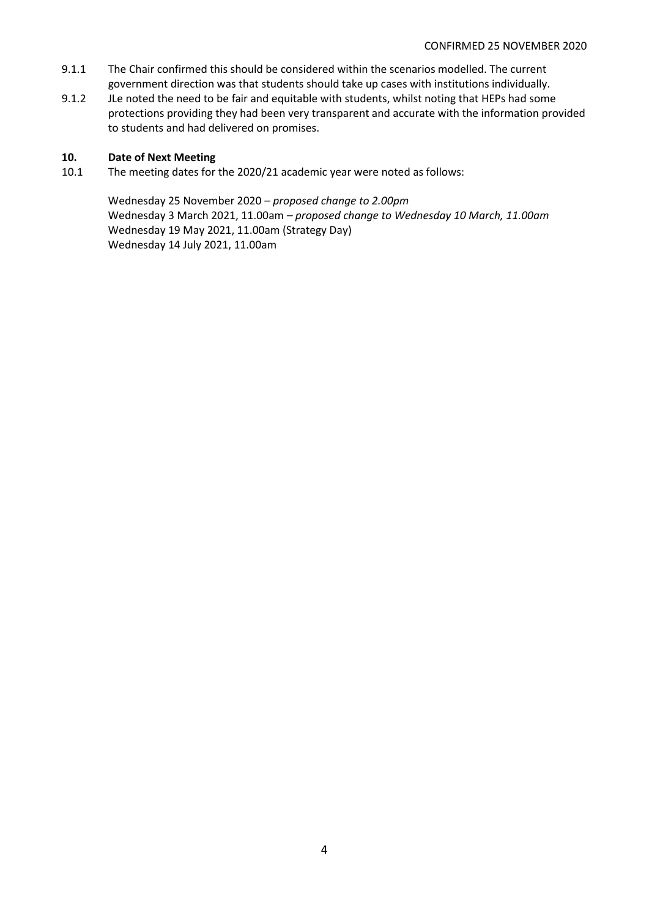9.1.1 The Chair confirmed this should be considered within the scenarios modelled. The current government direction was that students should take up cases with institutions individually.

9.1.2 JLe noted the need to be fair and equitable with students, whilst noting that HEPs had some protections providing they had been very transparent and accurate with the information provided to students and had delivered on promises.

## 10. Date of Next Meeting

10.1 The meeting dates for the 2020/21 academic year were noted as follows:

Wednesday 25 November 2020 – *proposed change to 2.00pm*
Wednesday 3 March 2021, 11.00am – *proposed change to Wednesday 10 March, 11.00am*
Wednesday 19 May 2021, 11.00am (Strategy Day)
Wednesday 14 July 2021, 11.00am